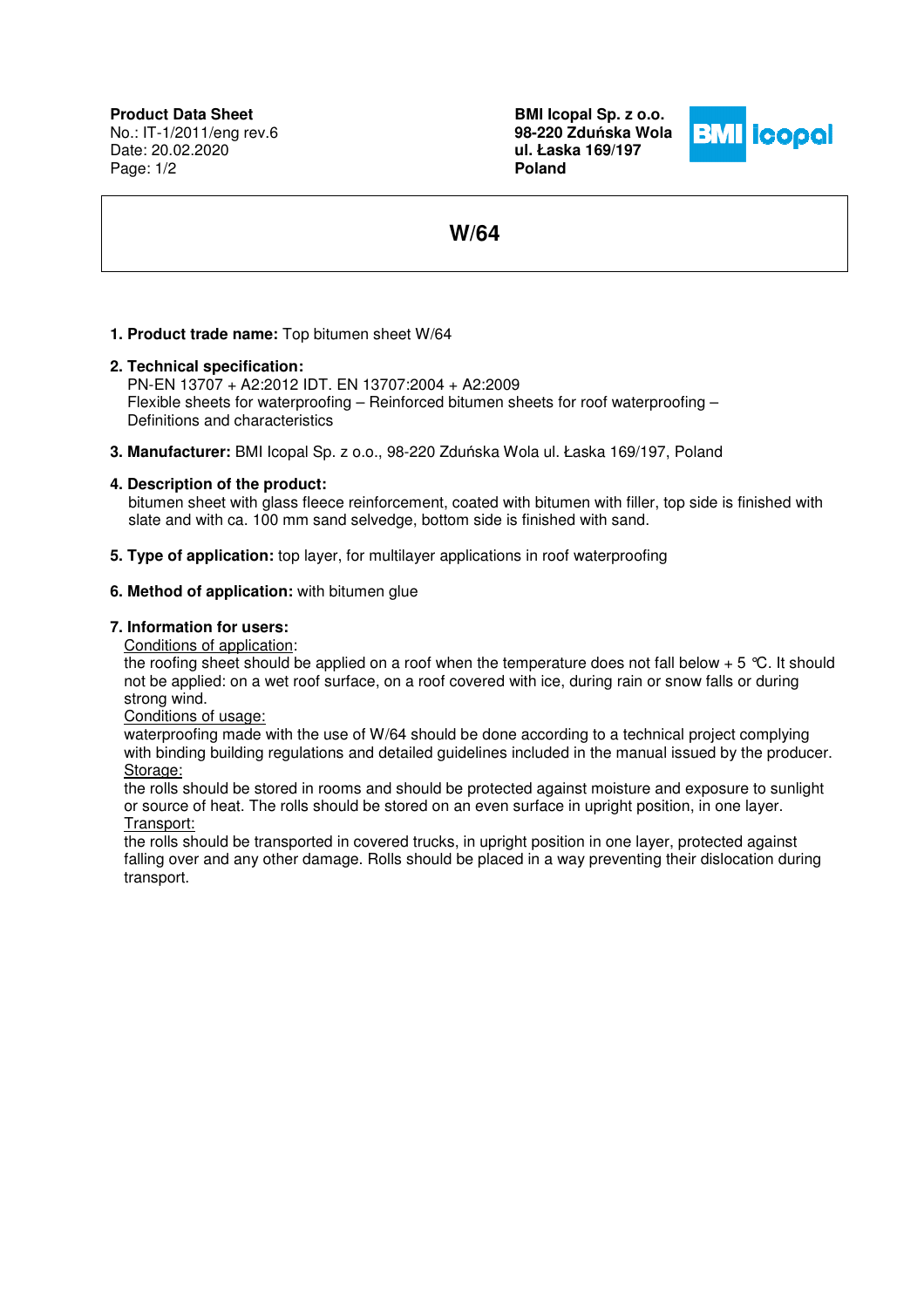**Product Data Sheet**
No.: IT-1/2011/eng rev.6
Date: 20.02.2020

**BMI Icopal Sp. z o.o.**
**98-220 Zduńska Wola**
**ul. Łaska 169/197**
**Poland**

# W/64

**1. Product trade name:** Top bitumen sheet W/64

**2. Technical specification:**
PN-EN 13707 + A2:2012 IDT. EN 13707:2004 + A2:2009
Flexible sheets for waterproofing – Reinforced bitumen sheets for roof waterproofing – Definitions and characteristics

**3. Manufacturer:** BMI Icopal Sp. z o.o., 98-220 Zduńska Wola ul. Łaska 169/197, Poland

**4. Description of the product:**
bitumen sheet with glass fleece reinforcement, coated with bitumen with filler, top side is finished with slate and with ca. 100 mm sand selvedge, bottom side is finished with sand.

**5. Type of application:** top layer, for multilayer applications in roof waterproofing

**6. Method of application:** with bitumen glue

**7. Information for users:**

Conditions of application:
the roofing sheet should be applied on a roof when the temperature does not fall below + 5 °C. It should not be applied: on a wet roof surface, on a roof covered with ice, during rain or snow falls or during strong wind.

Conditions of usage:
waterproofing made with the use of W/64 should be done according to a technical project complying with binding building regulations and detailed guidelines included in the manual issued by the producer.

Storage:
the rolls should be stored in rooms and should be protected against moisture and exposure to sunlight or source of heat. The rolls should be stored on an even surface in upright position, in one layer.

Transport:
the rolls should be transported in covered trucks, in upright position in one layer, protected against falling over and any other damage. Rolls should be placed in a way preventing their dislocation during transport.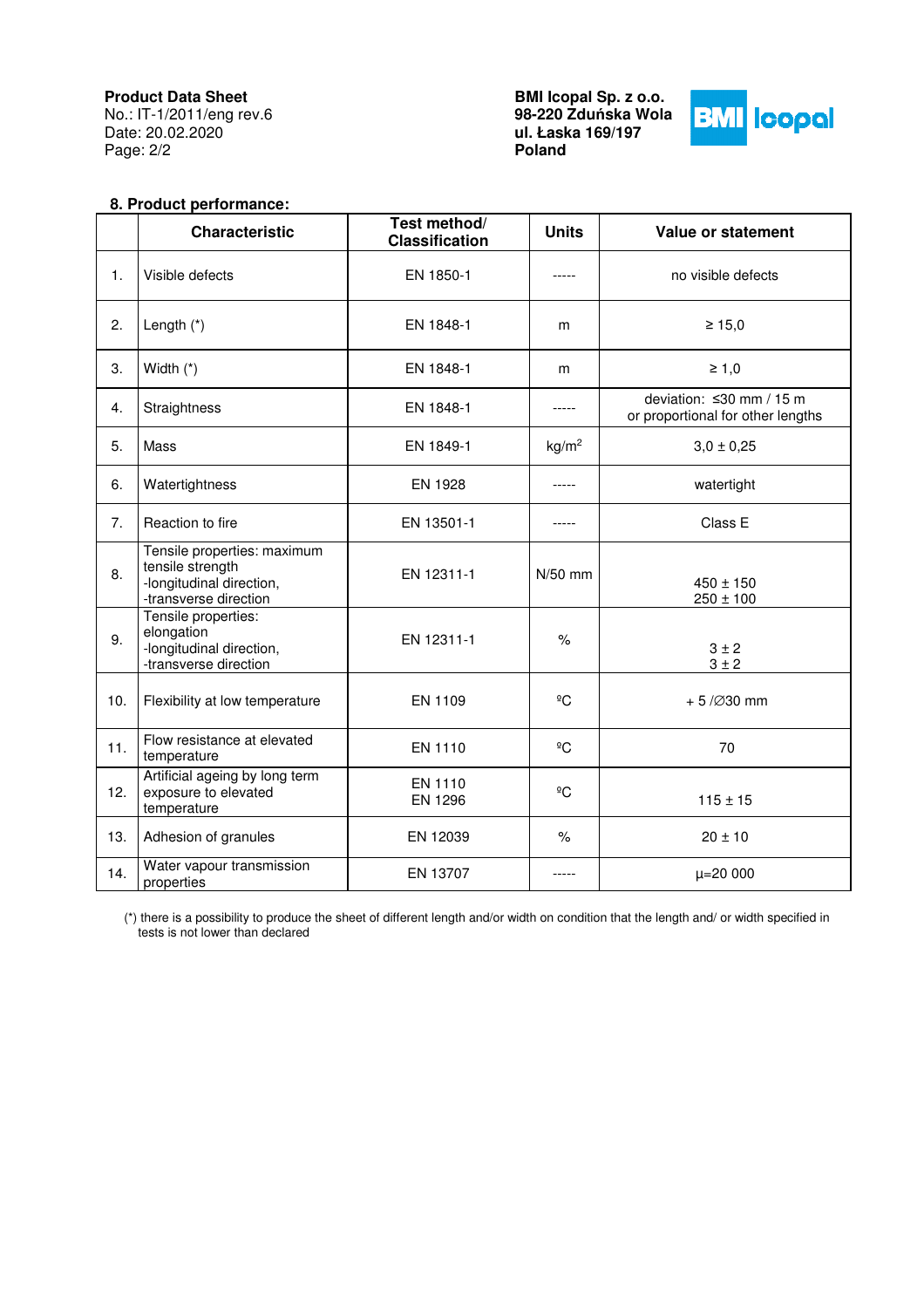**Product Data Sheet**
No.: IT-1/2011/eng rev.6
Date: 20.02.2020
Page: 2/2

**BMI Icopal Sp. z o.o.**
**98-220 Zduńska Wola**
**ul. Łaska 169/197**
**Poland**

### 8. Product performance:

| | Characteristic | Test method/ Classification | Units | Value or statement |
|---|---|---|---|---|
| 1. | Visible defects | EN 1850-1 | ----- | no visible defects |
| 2. | Length (*) | EN 1848-1 | m | ≥ 15,0 |
| 3. | Width (*) | EN 1848-1 | m | ≥ 1,0 |
| 4. | Straightness | EN 1848-1 | ----- | deviation: ≤30 mm / 15 m or proportional for other lengths |
| 5. | Mass | EN 1849-1 | kg/m² | 3,0 ± 0,25 |
| 6. | Watertightness | EN 1928 | ----- | watertight |
| 7. | Reaction to fire | EN 13501-1 | ----- | Class E |
| 8. | Tensile properties: maximum tensile strength -longitudinal direction, -transverse direction | EN 12311-1 | N/50 mm | 450 ± 150 250 ± 100 |
| 9. | Tensile properties: elongation -longitudinal direction, -transverse direction | EN 12311-1 | % | 3 ± 2 3 ± 2 |
| 10. | Flexibility at low temperature | EN 1109 | ºC | + 5 /∅30 mm |
| 11. | Flow resistance at elevated temperature | EN 1110 | ºC | 70 |
| 12. | Artificial ageing by long term exposure to elevated temperature | EN 1110 EN 1296 | ºC | 115 ± 15 |
| 13. | Adhesion of granules | EN 12039 | % | 20 ± 10 |
| 14. | Water vapour transmission properties | EN 13707 | ----- | μ=20 000 |

(*) there is a possibility to produce the sheet of different length and/or width on condition that the length and/ or width specified in tests is not lower than declared